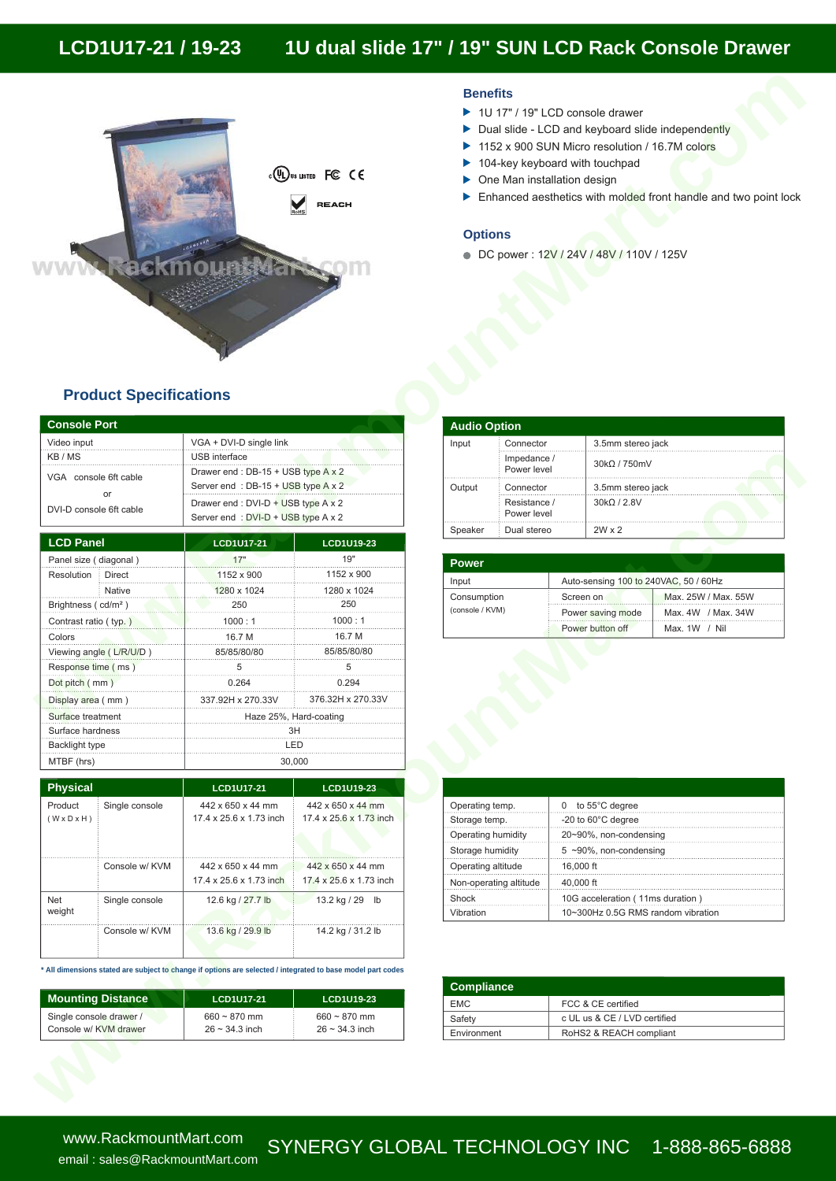# LCD1U17-21 / 19-23 1U dual slide 17" / 19" SUN LCD Rack Console Drawer

## Benefits

- 1U 17" / 19" LCD console drawer
- Dual slide - LCD and keyboard slide independently
- 1152 x 900 SUN Micro resolution / 16.7M colors
- 104-key keyboard with touchpad
- One Man installation design
- Enhanced aesthetics with molded front handle and two point lock

## Options

- DC power : 12V / 24V / 48V / 110V / 125V

## Product Specifications

| Console Port | |
|---|---|
| Video input | VGA + DVI-D single link |
| KB / MS | USB interface |
| VGA console 6ft cable | Drawer end : DB-15 + USB type A x 2<br>Server end : DB-15 + USB type A x 2 |
| or | |
| DVI-D console 6ft cable | Drawer end : DVI-D + USB type A x 2<br>Server end : DVI-D + USB type A x 2 |

| LCD Panel | | LCD1U17-21 | LCD1U19-23 |
|---|---|---|---|
| Panel size ( diagonal ) | | 17" | 19" |
| Resolution | Direct | 1152 x 900 | 1152 x 900 |
| | Native | 1280 x 1024 | 1280 x 1024 |
| Brightness ( cd/m² ) | | 250 | 250 |
| Contrast ratio ( typ. ) | | 1000 : 1 | 1000 : 1 |
| Colors | | 16.7 M | 16.7 M |
| Viewing angle ( L/R/U/D ) | | 85/85/80/80 | 85/85/80/80 |
| Response time ( ms ) | | 5 | 5 |
| Dot pitch ( mm ) | | 0.264 | 0.294 |
| Display area ( mm ) | | 337.92H x 270.33V | 376.32H x 270.33V |
| Surface treatment | | Haze 25%, Hard-coating | |
| Surface hardness | | 3H | |
| Backlight type | | LED | |
| MTBF (hrs) | | 30,000 | |

| Physical | | LCD1U17-21 | LCD1U19-23 |
|---|---|---|---|
| Product ( W x D x H ) | Single console | 442 x 650 x 44 mm<br>17.4 x 25.6 x 1.73 inch | 442 x 650 x 44 mm<br>17.4 x 25.6 x 1.73 inch |
| | Console w/ KVM | 442 x 650 x 44 mm<br>17.4 x 25.6 x 1.73 inch | 442 x 650 x 44 mm<br>17.4 x 25.6 x 1.73 inch |
| Net weight | Single console | 12.6 kg / 27.7 lb | 13.2 kg / 29 lb |
| | Console w/ KVM | 13.6 kg / 29.9 lb | 14.2 kg / 31.2 lb |

**\* All dimensions stated are subject to change if options are selected / integrated to base model part codes**

| Mounting Distance | LCD1U17-21 | LCD1U19-23 |
|---|---|---|
| Single console drawer / Console w/ KVM drawer | 660 ~ 870 mm<br>26 ~ 34.3 inch | 660 ~ 870 mm<br>26 ~ 34.3 inch |

| Audio Option | | |
|---|---|---|
| Input | Connector | 3.5mm stereo jack |
| | Impedance / Power level | 30kΩ / 750mV |
| Output | Connector | 3.5mm stereo jack |
| | Resistance / Power level | 30kΩ / 2.8V |
| Speaker | Dual stereo | 2W x 2 |

| Power | | |
|---|---|---|
| Input | Auto-sensing 100 to 240VAC, 50 / 60Hz | |
| Consumption (console / KVM) | Screen on | Max. 25W / Max. 55W |
| | Power saving mode | Max. 4W / Max. 34W |
| | Power button off | Max. 1W / Nil |

| Environment | |
|---|---|
| Operating temp. | 0 to 55°C degree |
| Storage temp. | -20 to 60°C degree |
| Operating humidity | 20~90%, non-condensing |
| Storage humidity | 5 ~90%, non-condensing |
| Operating altitude | 16,000 ft |
| Non-operating altitude | 40,000 ft |
| Shock | 10G acceleration ( 11ms duration ) |
| Vibration | 10~300Hz 0.5G RMS random vibration |

| Compliance | |
|---|---|
| EMC | FCC & CE certified |
| Safety | c UL us & CE / LVD certified |
| Environment | RoHS2 & REACH compliant |

www.RackmountMart.com
email : sales@RackmountMart.com
SYNERGY GLOBAL TECHNOLOGY INC 1-888-865-6888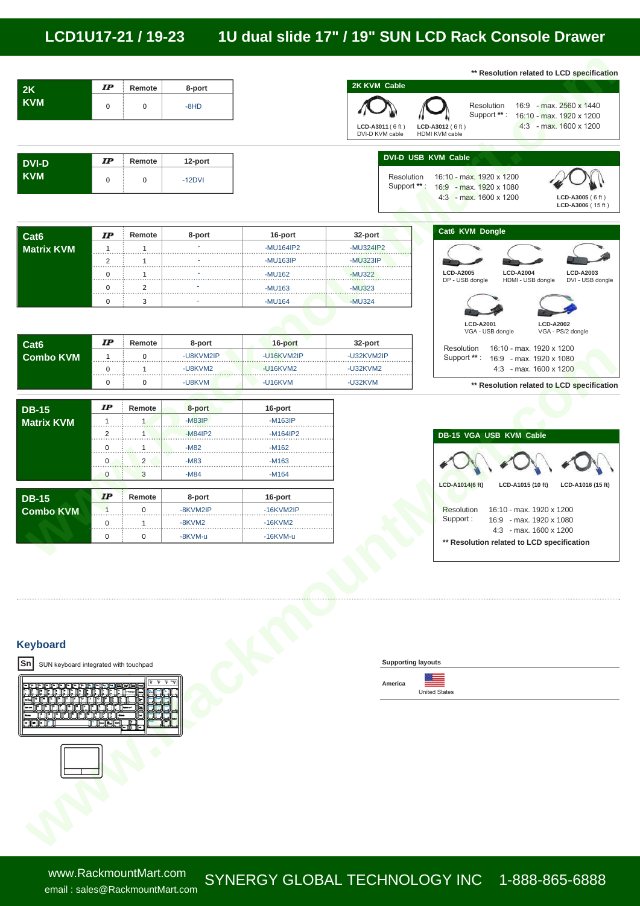# LCD1U17-21 / 19-23 1U dual slide 17" / 19" SUN LCD Rack Console Drawer

** Resolution related to LCD specification

| 2K KVM | IP | Remote | 8-port |
|---|---|---|---|
| | 0 | 0 | -8HD |

**2K KVM Cable**

LCD-A3011 ( 6 ft ) DVI-D KVM cable
LCD-A3012 ( 6 ft ) HDMI KVM cable

Resolution Support ** : 16:9 - max. 2560 x 1440; 16:10 - max. 1920 x 1200; 4:3 - max. 1600 x 1200

| DVI-D KVM | IP | Remote | 12-port |
|---|---|---|---|
| | 0 | 0 | -12DVI |

**DVI-D USB KVM Cable**

Resolution Support ** : 16:10 - max. 1920 x 1200; 16:9 - max. 1920 x 1080; 4:3 - max. 1600 x 1200

LCD-A3005 ( 6 ft )
LCD-A3006 ( 15 ft )

| Cat6 Matrix KVM | IP | Remote | 8-port | 16-port | 32-port |
|---|---|---|---|---|---|
| | 1 | 1 | - | -MU164IP2 | -MU324IP2 |
| | 2 | 1 | - | -MU163IP | -MU323IP |
| | 0 | 1 | - | -MU162 | -MU322 |
| | 0 | 2 | - | -MU163 | -MU323 |
| | 0 | 3 | - | -MU164 | -MU324 |

**Cat6 KVM Dongle**

LCD-A2005 DP - USB dongle
LCD-A2004 HDMI - USB dongle
LCD-A2003 DVI - USB dongle
LCD-A2001 VGA - USB dongle
LCD-A2002 VGA - PS/2 dongle

Resolution Support ** : 16:10 - max. 1920 x 1200; 16:9 - max. 1920 x 1080; 4:3 - max. 1600 x 1200

** Resolution related to LCD specification

| Cat6 Combo KVM | IP | Remote | 8-port | 16-port | 32-port |
|---|---|---|---|---|---|
| | 1 | 0 | -U8KVM2IP | -U16KVM2IP | -U32KVM2IP |
| | 0 | 1 | -U8KVM2 | -U16KVM2 | -U32KVM2 |
| | 0 | 0 | -U8KVM | -U16KVM | -U32KVM |

| DB-15 Matrix KVM | IP | Remote | 8-port | 16-port |
|---|---|---|---|---|
| | 1 | 1 | -M83IP | -M163IP |
| | 2 | 1 | -M84IP2 | -M164IP2 |
| | 0 | 1 | -M82 | -M162 |
| | 0 | 2 | -M83 | -M163 |
| | 0 | 3 | -M84 | -M164 |

| DB-15 Combo KVM | IP | Remote | 8-port | 16-port |
|---|---|---|---|---|
| | 1 | 0 | -8KVM2IP | -16KVM2IP |
| | 0 | 1 | -8KVM2 | -16KVM2 |
| | 0 | 0 | -8KVM-u | -16KVM-u |

**DB-15 VGA USB KVM Cable**

LCD-A1014(6 ft)
LCD-A1015 (10 ft)
LCD-A1016 (15 ft)

Resolution Support : 16:10 - max. 1920 x 1200; 16:9 - max. 1920 x 1080; 4:3 - max. 1600 x 1200

** Resolution related to LCD specification

## Keyboard

Sn SUN keyboard integrated with touchpad

**Supporting layouts**

America — United States

www.RackmountMart.com
email : sales@RackmountMart.com
SYNERGY GLOBAL TECHNOLOGY INC 1-888-865-6888